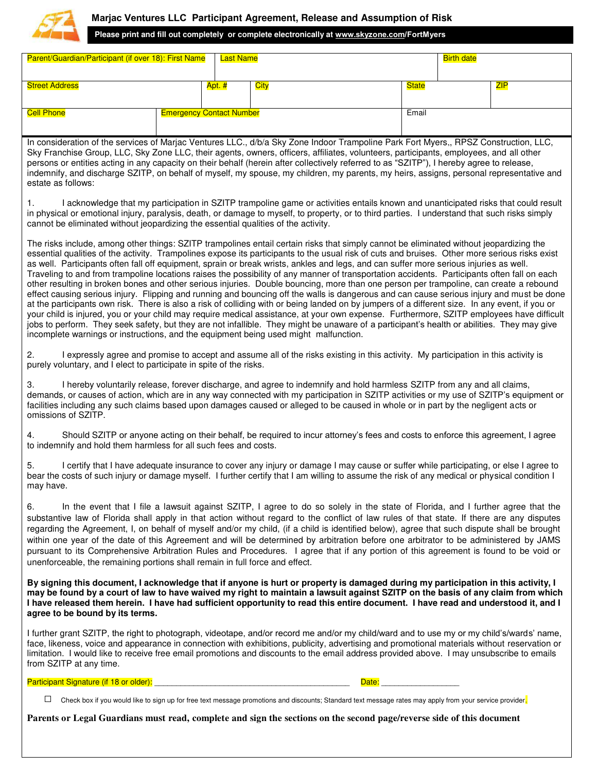# Marjac Ventures LLC Participant Agreement, Release and Assumption of Risk

**Please print and fill out completely or complete electronically at www.skyzone.com/FortMyers**

| Parent/Guardian/Participant (if over 18): First Name | Last Name | | Birth date | |
|---|---|---|---|---|
| | | | | |
| **Street Address** | **Apt. #** | **City** | **State** | **ZIP** |
| | | | | |
| **Cell Phone** | **Emergency Contact Number** | | **Email** | |
| | | | | |

In consideration of the services of Marjac Ventures LLC., d/b/a Sky Zone Indoor Trampoline Park Fort Myers,, RPSZ Construction, LLC, Sky Franchise Group, LLC, Sky Zone LLC, their agents, owners, officers, affiliates, volunteers, participants, employees, and all other persons or entities acting in any capacity on their behalf (herein after collectively referred to as "SZITP"), I hereby agree to release, indemnify, and discharge SZITP, on behalf of myself, my spouse, my children, my parents, my heirs, assigns, personal representative and estate as follows:

1. I acknowledge that my participation in SZITP trampoline game or activities entails known and unanticipated risks that could result in physical or emotional injury, paralysis, death, or damage to myself, to property, or to third parties. I understand that such risks simply cannot be eliminated without jeopardizing the essential qualities of the activity.

The risks include, among other things: SZITP trampolines entail certain risks that simply cannot be eliminated without jeopardizing the essential qualities of the activity. Trampolines expose its participants to the usual risk of cuts and bruises. Other more serious risks exist as well. Participants often fall off equipment, sprain or break wrists, ankles and legs, and can suffer more serious injuries as well. Traveling to and from trampoline locations raises the possibility of any manner of transportation accidents. Participants often fall on each other resulting in broken bones and other serious injuries. Double bouncing, more than one person per trampoline, can create a rebound effect causing serious injury. Flipping and running and bouncing off the walls is dangerous and can cause serious injury and must be done at the participants own risk. There is also a risk of colliding with or being landed on by jumpers of a different size. In any event, if you or your child is injured, you or your child may require medical assistance, at your own expense. Furthermore, SZITP employees have difficult jobs to perform. They seek safety, but they are not infallible. They might be unaware of a participant's health or abilities. They may give incomplete warnings or instructions, and the equipment being used might malfunction.

2. I expressly agree and promise to accept and assume all of the risks existing in this activity. My participation in this activity is purely voluntary, and I elect to participate in spite of the risks.

3. I hereby voluntarily release, forever discharge, and agree to indemnify and hold harmless SZITP from any and all claims, demands, or causes of action, which are in any way connected with my participation in SZITP activities or my use of SZITP's equipment or facilities including any such claims based upon damages caused or alleged to be caused in whole or in part by the negligent acts or omissions of SZITP.

4. Should SZITP or anyone acting on their behalf, be required to incur attorney's fees and costs to enforce this agreement, I agree to indemnify and hold them harmless for all such fees and costs.

5. I certify that I have adequate insurance to cover any injury or damage I may cause or suffer while participating, or else I agree to bear the costs of such injury or damage myself. I further certify that I am willing to assume the risk of any medical or physical condition I may have.

6. In the event that I file a lawsuit against SZITP, I agree to do so solely in the state of Florida, and I further agree that the substantive law of Florida shall apply in that action without regard to the conflict of law rules of that state. If there are any disputes regarding the Agreement, I, on behalf of myself and/or my child, (if a child is identified below), agree that such dispute shall be brought within one year of the date of this Agreement and will be determined by arbitration before one arbitrator to be administered by JAMS pursuant to its Comprehensive Arbitration Rules and Procedures. I agree that if any portion of this agreement is found to be void or unenforceable, the remaining portions shall remain in full force and effect.

**By signing this document, I acknowledge that if anyone is hurt or property is damaged during my participation in this activity, I may be found by a court of law to have waived my right to maintain a lawsuit against SZITP on the basis of any claim from which I have released them herein. I have had sufficient opportunity to read this entire document. I have read and understood it, and I agree to be bound by its terms.**

I further grant SZITP, the right to photograph, videotape, and/or record me and/or my child/ward and to use my or my child's/wards' name, face, likeness, voice and appearance in connection with exhibitions, publicity, advertising and promotional materials without reservation or limitation. I would like to receive free email promotions and discounts to the email address provided above. I may unsubscribe to emails from SZITP at any time.

Participant Signature (if 18 or older): ___________________________________________ Date: _________________

☐ Check box if you would like to sign up for free text message promotions and discounts; Standard text message rates may apply from your service provider.

**Parents or Legal Guardians must read, complete and sign the sections on the second page/reverse side of this document**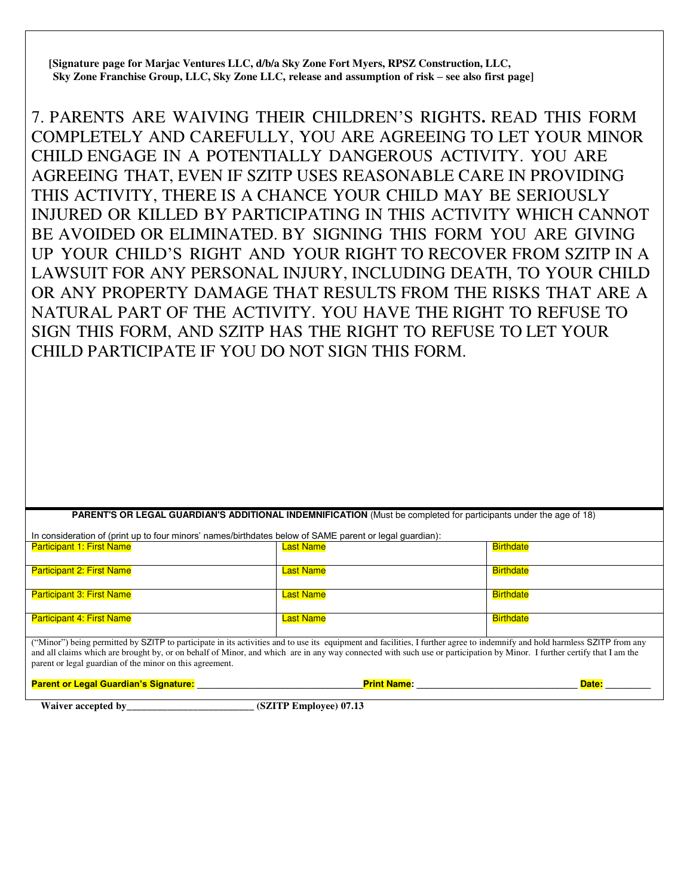**[Signature page for Marjac Ventures LLC, d/b/a Sky Zone Fort Myers, RPSZ Construction, LLC, Sky Zone Franchise Group, LLC, Sky Zone LLC, release and assumption of risk – see also first page]**

7. PARENTS ARE WAIVING THEIR CHILDREN'S RIGHTS. READ THIS FORM COMPLETELY AND CAREFULLY, YOU ARE AGREEING TO LET YOUR MINOR CHILD ENGAGE IN A POTENTIALLY DANGEROUS ACTIVITY. YOU ARE AGREEING THAT, EVEN IF SZITP USES REASONABLE CARE IN PROVIDING THIS ACTIVITY, THERE IS A CHANCE YOUR CHILD MAY BE SERIOUSLY INJURED OR KILLED BY PARTICIPATING IN THIS ACTIVITY WHICH CANNOT BE AVOIDED OR ELIMINATED. BY SIGNING THIS FORM YOU ARE GIVING UP YOUR CHILD'S RIGHT AND YOUR RIGHT TO RECOVER FROM SZITP IN A LAWSUIT FOR ANY PERSONAL INJURY, INCLUDING DEATH, TO YOUR CHILD OR ANY PROPERTY DAMAGE THAT RESULTS FROM THE RISKS THAT ARE A NATURAL PART OF THE ACTIVITY. YOU HAVE THE RIGHT TO REFUSE TO SIGN THIS FORM, AND SZITP HAS THE RIGHT TO REFUSE TO LET YOUR CHILD PARTICIPATE IF YOU DO NOT SIGN THIS FORM.

**PARENT'S OR LEGAL GUARDIAN'S ADDITIONAL INDEMNIFICATION** (Must be completed for participants under the age of 18)

In consideration of (print up to four minors' names/birthdates below of SAME parent or legal guardian):

| | | |
|---|---|---|
| Participant 1: First Name | Last Name | Birthdate |
| Participant 2: First Name | Last Name | Birthdate |
| Participant 3: First Name | Last Name | Birthdate |
| Participant 4: First Name | Last Name | Birthdate |

("Minor") being permitted by SZITP to participate in its activities and to use its equipment and facilities, I further agree to indemnify and hold harmless SZITP from any and all claims which are brought by, or on behalf of Minor, and which are in any way connected with such use or participation by Minor. I further certify that I am the parent or legal guardian of the minor on this agreement.

**Parent or Legal Guardian's Signature:** ______________________________ **Print Name:** ______________________________ **Date:** ________

**Waiver accepted by________________________ (SZITP Employee) 07.13**